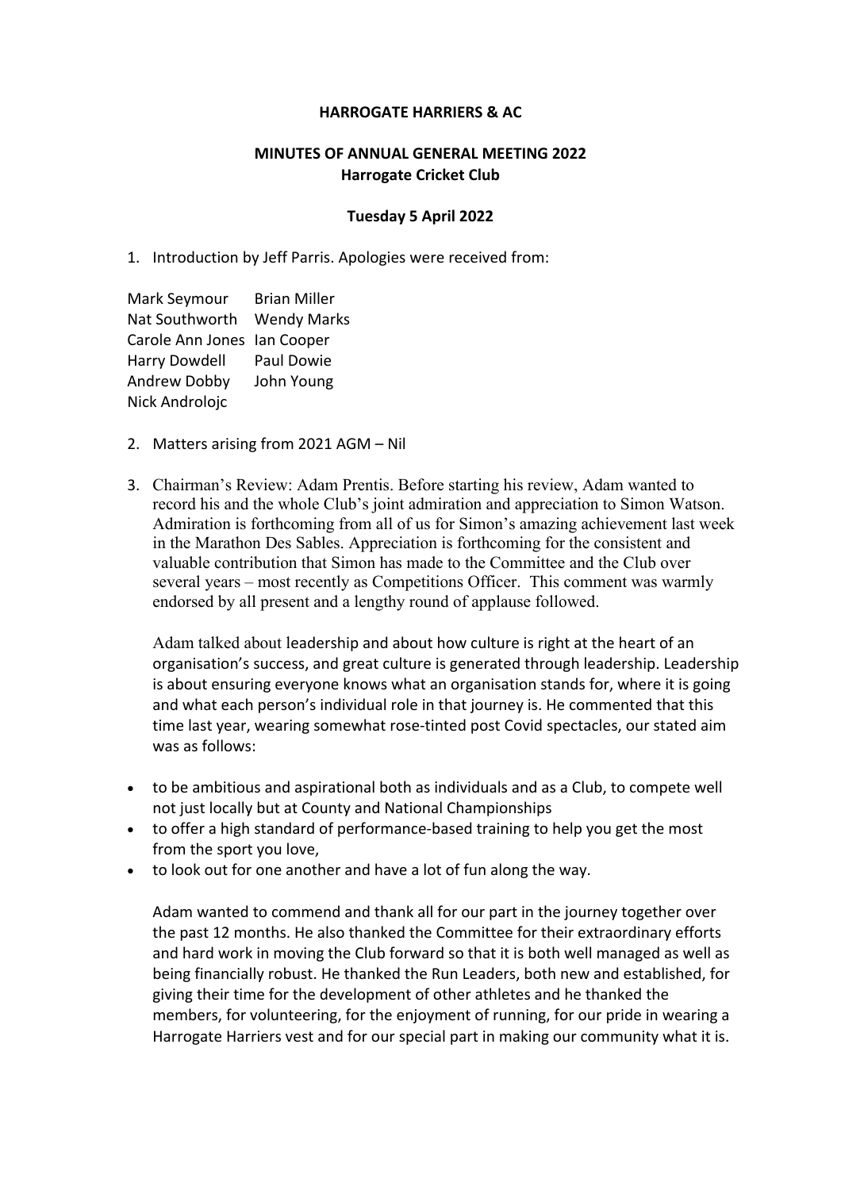**HARROGATE HARRIERS & AC**

**MINUTES OF ANNUAL GENERAL MEETING 2022**
**Harrogate Cricket Club**

**Tuesday 5 April 2022**

1. Introduction by Jeff Parris. Apologies were received from:

| | |
|---|---|
| Mark Seymour | Brian Miller |
| Nat Southworth | Wendy Marks |
| Carole Ann Jones | Ian Cooper |
| Harry Dowdell | Paul Dowie |
| Andrew Dobby | John Young |
| Nick Androlojc | |

2. Matters arising from 2021 AGM – Nil

3. Chairman's Review: Adam Prentis. Before starting his review, Adam wanted to record his and the whole Club's joint admiration and appreciation to Simon Watson. Admiration is forthcoming from all of us for Simon's amazing achievement last week in the Marathon Des Sables. Appreciation is forthcoming for the consistent and valuable contribution that Simon has made to the Committee and the Club over several years – most recently as Competitions Officer. This comment was warmly endorsed by all present and a lengthy round of applause followed.

   Adam talked about leadership and about how culture is right at the heart of an organisation's success, and great culture is generated through leadership. Leadership is about ensuring everyone knows what an organisation stands for, where it is going and what each person's individual role in that journey is. He commented that this time last year, wearing somewhat rose-tinted post Covid spectacles, our stated aim was as follows:

- to be ambitious and aspirational both as individuals and as a Club, to compete well not just locally but at County and National Championships
- to offer a high standard of performance-based training to help you get the most from the sport you love,
- to look out for one another and have a lot of fun along the way.

   Adam wanted to commend and thank all for our part in the journey together over the past 12 months. He also thanked the Committee for their extraordinary efforts and hard work in moving the Club forward so that it is both well managed as well as being financially robust. He thanked the Run Leaders, both new and established, for giving their time for the development of other athletes and he thanked the members, for volunteering, for the enjoyment of running, for our pride in wearing a Harrogate Harriers vest and for our special part in making our community what it is.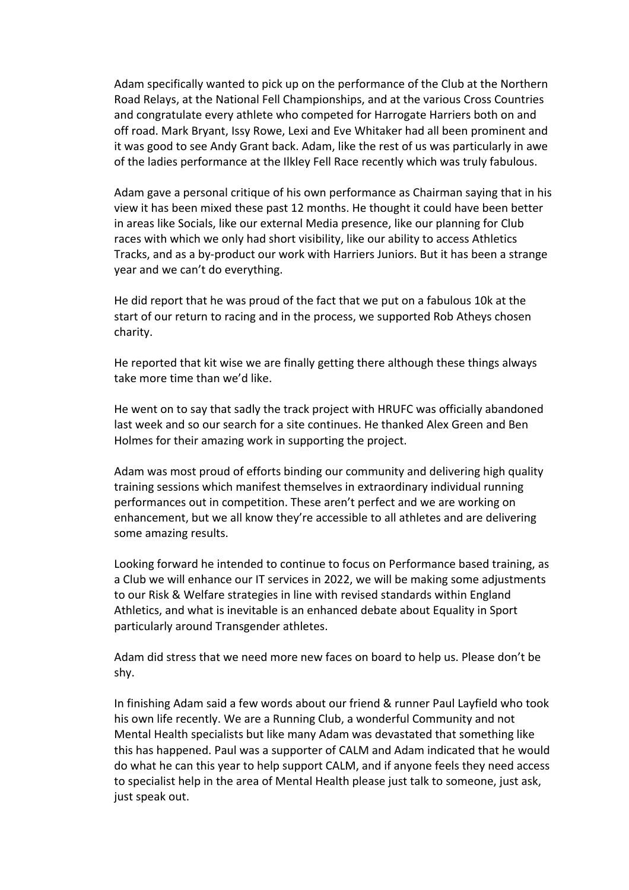Adam specifically wanted to pick up on the performance of the Club at the Northern Road Relays, at the National Fell Championships, and at the various Cross Countries and congratulate every athlete who competed for Harrogate Harriers both on and off road. Mark Bryant, Issy Rowe, Lexi and Eve Whitaker had all been prominent and it was good to see Andy Grant back. Adam, like the rest of us was particularly in awe of the ladies performance at the Ilkley Fell Race recently which was truly fabulous.

Adam gave a personal critique of his own performance as Chairman saying that in his view it has been mixed these past 12 months. He thought it could have been better in areas like Socials, like our external Media presence, like our planning for Club races with which we only had short visibility, like our ability to access Athletics Tracks, and as a by-product our work with Harriers Juniors. But it has been a strange year and we can't do everything.

He did report that he was proud of the fact that we put on a fabulous 10k at the start of our return to racing and in the process, we supported Rob Atheys chosen charity.

He reported that kit wise we are finally getting there although these things always take more time than we'd like.

He went on to say that sadly the track project with HRUFC was officially abandoned last week and so our search for a site continues. He thanked Alex Green and Ben Holmes for their amazing work in supporting the project.

Adam was most proud of efforts binding our community and delivering high quality training sessions which manifest themselves in extraordinary individual running performances out in competition. These aren't perfect and we are working on enhancement, but we all know they're accessible to all athletes and are delivering some amazing results.

Looking forward he intended to continue to focus on Performance based training, as a Club we will enhance our IT services in 2022, we will be making some adjustments to our Risk & Welfare strategies in line with revised standards within England Athletics, and what is inevitable is an enhanced debate about Equality in Sport particularly around Transgender athletes.

Adam did stress that we need more new faces on board to help us. Please don't be shy.

In finishing Adam said a few words about our friend & runner Paul Layfield who took his own life recently. We are a Running Club, a wonderful Community and not Mental Health specialists but like many Adam was devastated that something like this has happened. Paul was a supporter of CALM and Adam indicated that he would do what he can this year to help support CALM, and if anyone feels they need access to specialist help in the area of Mental Health please just talk to someone, just ask, just speak out.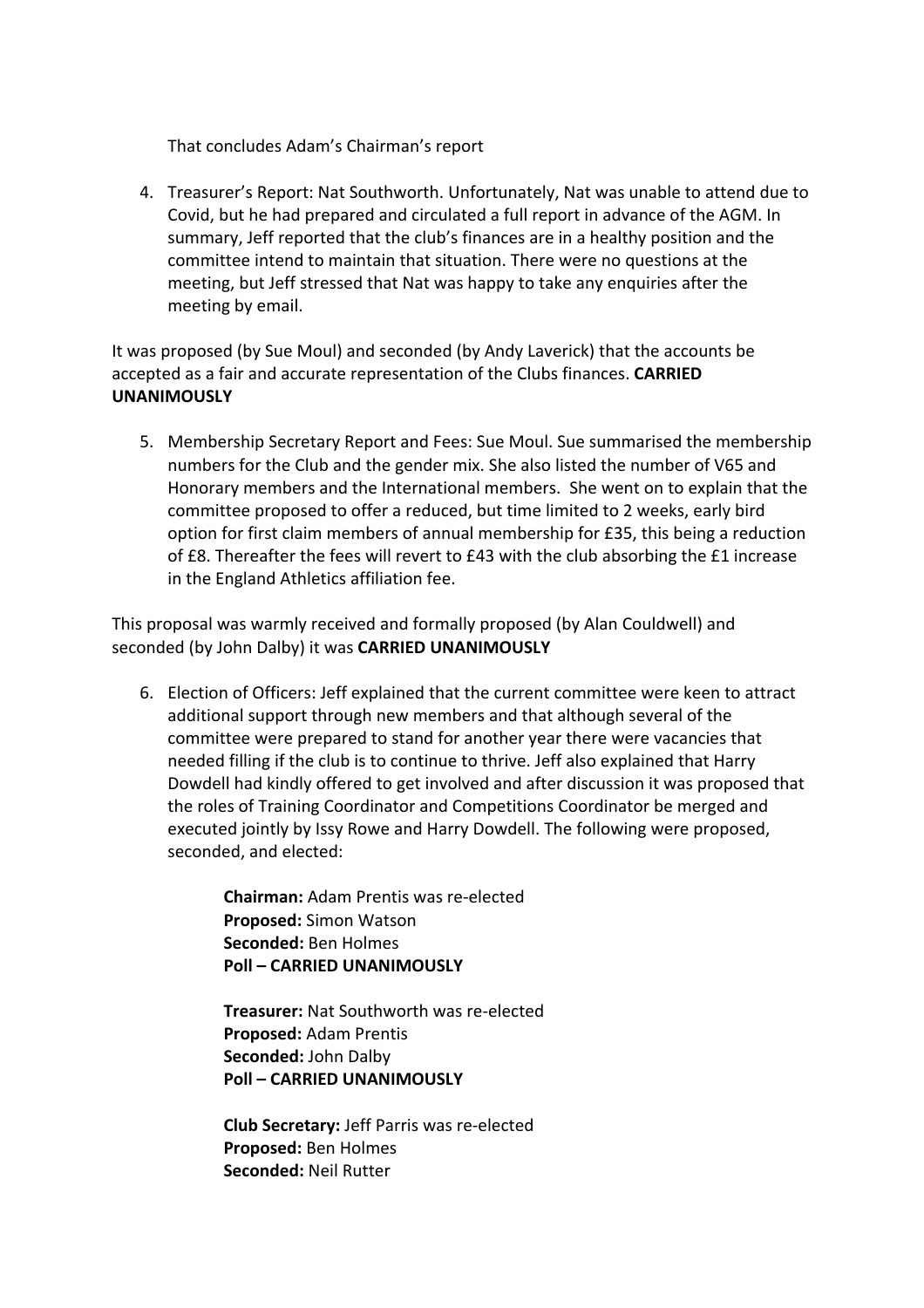That concludes Adam's Chairman's report

4. Treasurer's Report: Nat Southworth. Unfortunately, Nat was unable to attend due to Covid, but he had prepared and circulated a full report in advance of the AGM. In summary, Jeff reported that the club's finances are in a healthy position and the committee intend to maintain that situation. There were no questions at the meeting, but Jeff stressed that Nat was happy to take any enquiries after the meeting by email.

It was proposed (by Sue Moul) and seconded (by Andy Laverick) that the accounts be accepted as a fair and accurate representation of the Clubs finances. **CARRIED UNANIMOUSLY**

5. Membership Secretary Report and Fees: Sue Moul. Sue summarised the membership numbers for the Club and the gender mix. She also listed the number of V65 and Honorary members and the International members. She went on to explain that the committee proposed to offer a reduced, but time limited to 2 weeks, early bird option for first claim members of annual membership for £35, this being a reduction of £8. Thereafter the fees will revert to £43 with the club absorbing the £1 increase in the England Athletics affiliation fee.

This proposal was warmly received and formally proposed (by Alan Couldwell) and seconded (by John Dalby) it was **CARRIED UNANIMOUSLY**

6. Election of Officers: Jeff explained that the current committee were keen to attract additional support through new members and that although several of the committee were prepared to stand for another year there were vacancies that needed filling if the club is to continue to thrive. Jeff also explained that Harry Dowdell had kindly offered to get involved and after discussion it was proposed that the roles of Training Coordinator and Competitions Coordinator be merged and executed jointly by Issy Rowe and Harry Dowdell. The following were proposed, seconded, and elected:

   **Chairman:** Adam Prentis was re-elected
   **Proposed:** Simon Watson
   **Seconded:** Ben Holmes
   **Poll – CARRIED UNANIMOUSLY**

   **Treasurer:** Nat Southworth was re-elected
   **Proposed:** Adam Prentis
   **Seconded:** John Dalby
   **Poll – CARRIED UNANIMOUSLY**

   **Club Secretary:** Jeff Parris was re-elected
   **Proposed:** Ben Holmes
   **Seconded:** Neil Rutter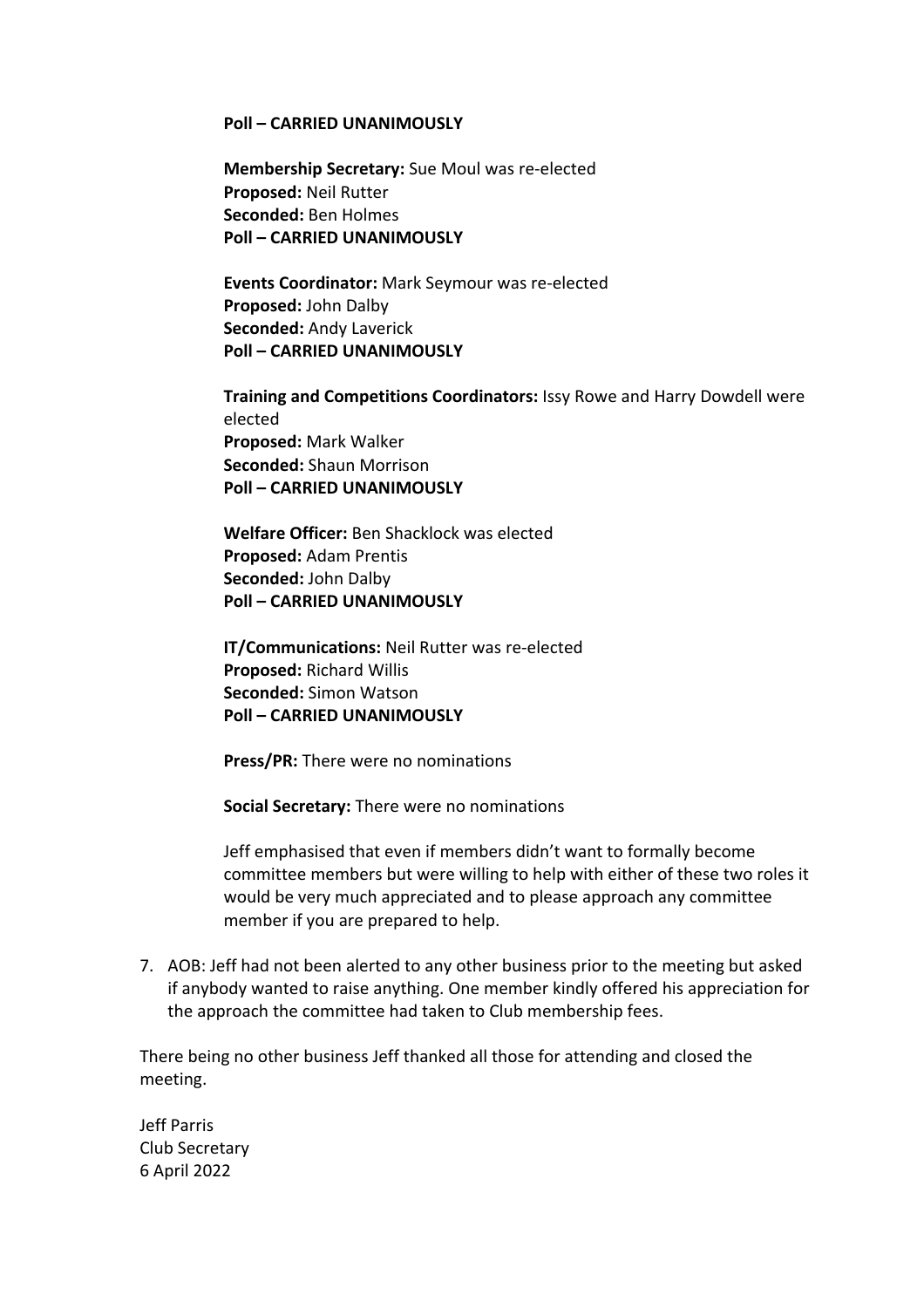**Poll – CARRIED UNANIMOUSLY**

**Membership Secretary:** Sue Moul was re-elected
**Proposed:** Neil Rutter
**Seconded:** Ben Holmes
**Poll – CARRIED UNANIMOUSLY**

**Events Coordinator:** Mark Seymour was re-elected
**Proposed:** John Dalby
**Seconded:** Andy Laverick
**Poll – CARRIED UNANIMOUSLY**

**Training and Competitions Coordinators:** Issy Rowe and Harry Dowdell were elected
**Proposed:** Mark Walker
**Seconded:** Shaun Morrison
**Poll – CARRIED UNANIMOUSLY**

**Welfare Officer:** Ben Shacklock was elected
**Proposed:** Adam Prentis
**Seconded:** John Dalby
**Poll – CARRIED UNANIMOUSLY**

**IT/Communications:** Neil Rutter was re-elected
**Proposed:** Richard Willis
**Seconded:** Simon Watson
**Poll – CARRIED UNANIMOUSLY**

**Press/PR:** There were no nominations

**Social Secretary:** There were no nominations

Jeff emphasised that even if members didn't want to formally become committee members but were willing to help with either of these two roles it would be very much appreciated and to please approach any committee member if you are prepared to help.

7. AOB: Jeff had not been alerted to any other business prior to the meeting but asked if anybody wanted to raise anything. One member kindly offered his appreciation for the approach the committee had taken to Club membership fees.

There being no other business Jeff thanked all those for attending and closed the meeting.

Jeff Parris
Club Secretary
6 April 2022